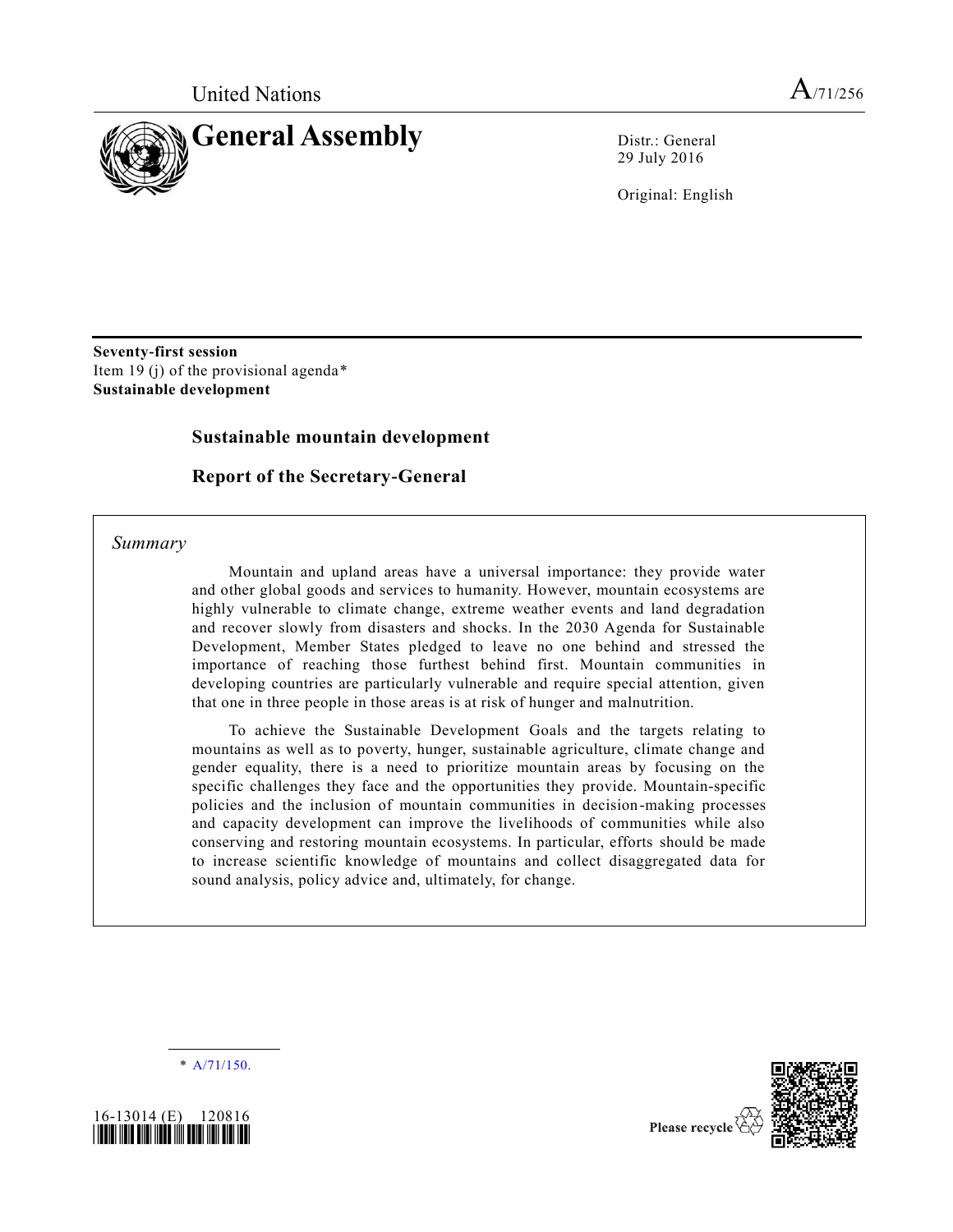United Nations

A/71/256

# General Assembly

Distr.: General
29 July 2016

Original: English

**Seventy-first session**
Item 19 (j) of the provisional agenda*
**Sustainable development**

## Sustainable mountain development

## Report of the Secretary-General

*Summary*

Mountain and upland areas have a universal importance: they provide water and other global goods and services to humanity. However, mountain ecosystems are highly vulnerable to climate change, extreme weather events and land degradation and recover slowly from disasters and shocks. In the 2030 Agenda for Sustainable Development, Member States pledged to leave no one behind and stressed the importance of reaching those furthest behind first. Mountain communities in developing countries are particularly vulnerable and require special attention, given that one in three people in those areas is at risk of hunger and malnutrition.

To achieve the Sustainable Development Goals and the targets relating to mountains as well as to poverty, hunger, sustainable agriculture, climate change and gender equality, there is a need to prioritize mountain areas by focusing on the specific challenges they face and the opportunities they provide. Mountain-specific policies and the inclusion of mountain communities in decision-making processes and capacity development can improve the livelihoods of communities while also conserving and restoring mountain ecosystems. In particular, efforts should be made to increase scientific knowledge of mountains and collect disaggregated data for sound analysis, policy advice and, ultimately, for change.

\* A/71/150.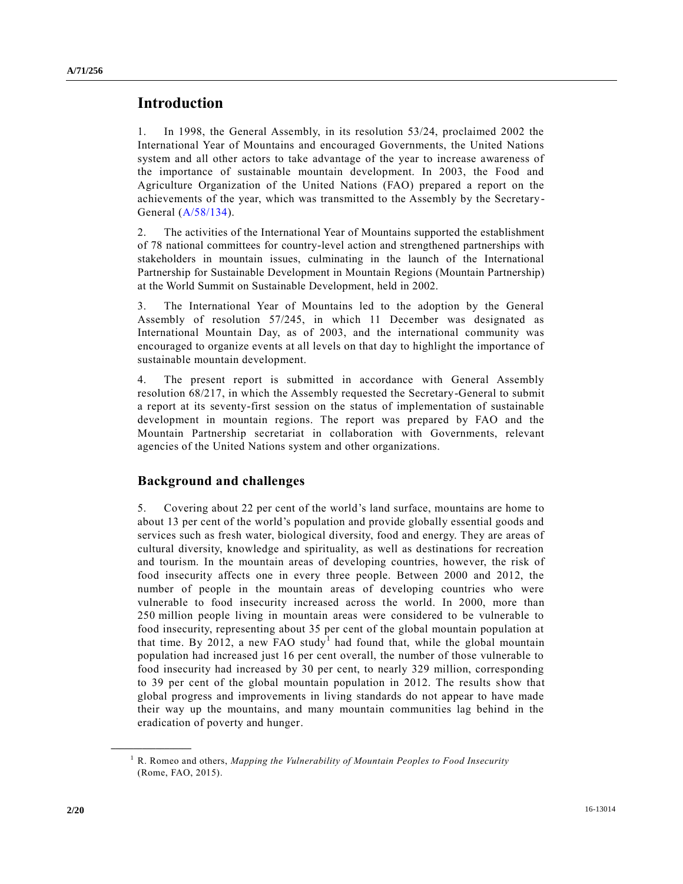## Introduction

1. In 1998, the General Assembly, in its resolution 53/24, proclaimed 2002 the International Year of Mountains and encouraged Governments, the United Nations system and all other actors to take advantage of the year to increase awareness of the importance of sustainable mountain development. In 2003, the Food and Agriculture Organization of the United Nations (FAO) prepared a report on the achievements of the year, which was transmitted to the Assembly by the Secretary-General (A/58/134).

2. The activities of the International Year of Mountains supported the establishment of 78 national committees for country-level action and strengthened partnerships with stakeholders in mountain issues, culminating in the launch of the International Partnership for Sustainable Development in Mountain Regions (Mountain Partnership) at the World Summit on Sustainable Development, held in 2002.

3. The International Year of Mountains led to the adoption by the General Assembly of resolution 57/245, in which 11 December was designated as International Mountain Day, as of 2003, and the international community was encouraged to organize events at all levels on that day to highlight the importance of sustainable mountain development.

4. The present report is submitted in accordance with General Assembly resolution 68/217, in which the Assembly requested the Secretary-General to submit a report at its seventy-first session on the status of implementation of sustainable development in mountain regions. The report was prepared by FAO and the Mountain Partnership secretariat in collaboration with Governments, relevant agencies of the United Nations system and other organizations.

## Background and challenges

5. Covering about 22 per cent of the world's land surface, mountains are home to about 13 per cent of the world's population and provide globally essential goods and services such as fresh water, biological diversity, food and energy. They are areas of cultural diversity, knowledge and spirituality, as well as destinations for recreation and tourism. In the mountain areas of developing countries, however, the risk of food insecurity affects one in every three people. Between 2000 and 2012, the number of people in the mountain areas of developing countries who were vulnerable to food insecurity increased across the world. In 2000, more than 250 million people living in mountain areas were considered to be vulnerable to food insecurity, representing about 35 per cent of the global mountain population at that time. By 2012, a new FAO study[1] had found that, while the global mountain population had increased just 16 per cent overall, the number of those vulnerable to food insecurity had increased by 30 per cent, to nearly 329 million, corresponding to 39 per cent of the global mountain population in 2012. The results show that global progress and improvements in living standards do not appear to have made their way up the mountains, and many mountain communities lag behind in the eradication of poverty and hunger.

[1] R. Romeo and others, *Mapping the Vulnerability of Mountain Peoples to Food Insecurity* (Rome, FAO, 2015).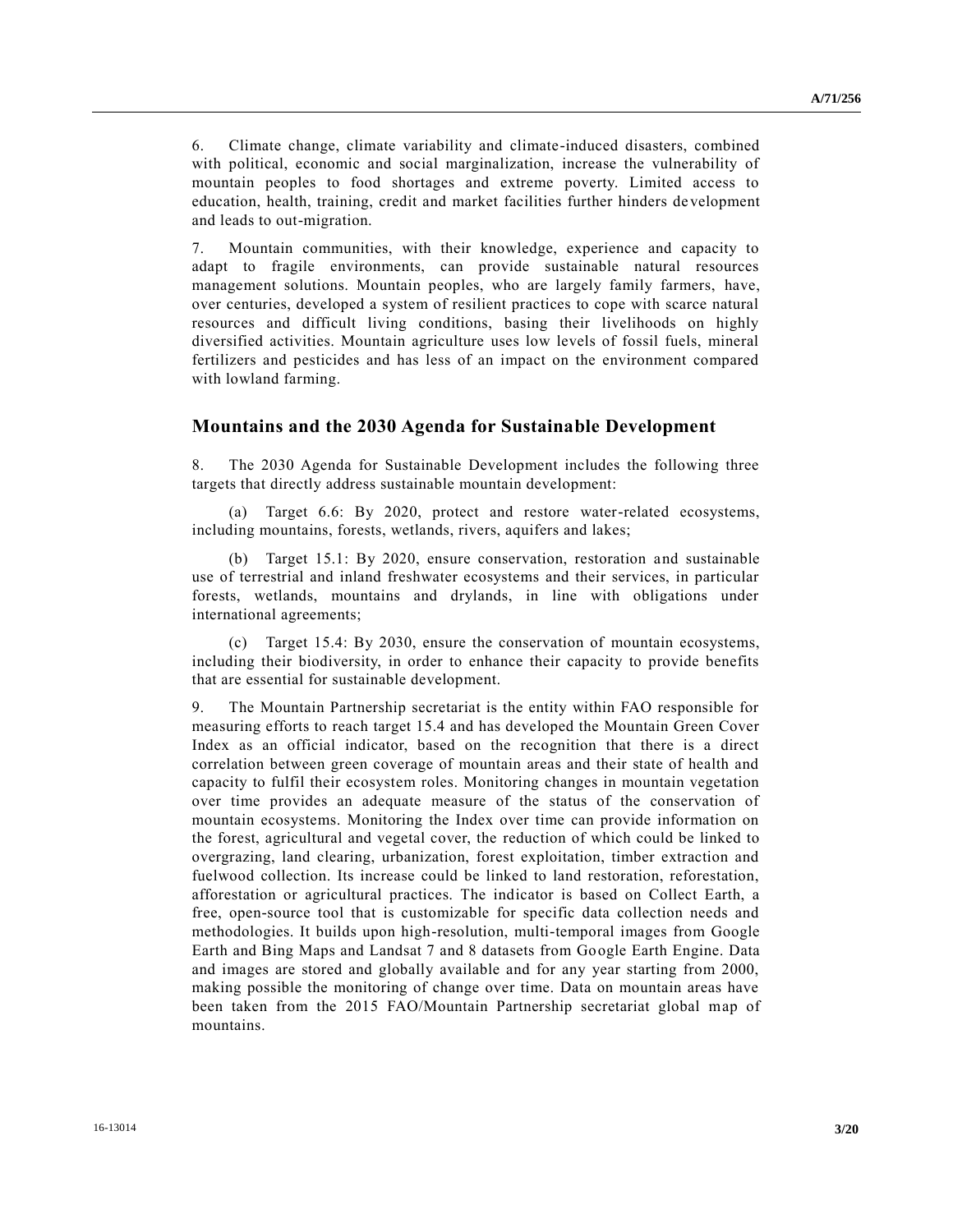6. Climate change, climate variability and climate-induced disasters, combined with political, economic and social marginalization, increase the vulnerability of mountain peoples to food shortages and extreme poverty. Limited access to education, health, training, credit and market facilities further hinders development and leads to out-migration.

7. Mountain communities, with their knowledge, experience and capacity to adapt to fragile environments, can provide sustainable natural resources management solutions. Mountain peoples, who are largely family farmers, have, over centuries, developed a system of resilient practices to cope with scarce natural resources and difficult living conditions, basing their livelihoods on highly diversified activities. Mountain agriculture uses low levels of fossil fuels, mineral fertilizers and pesticides and has less of an impact on the environment compared with lowland farming.

## Mountains and the 2030 Agenda for Sustainable Development

8. The 2030 Agenda for Sustainable Development includes the following three targets that directly address sustainable mountain development:

(a) Target 6.6: By 2020, protect and restore water-related ecosystems, including mountains, forests, wetlands, rivers, aquifers and lakes;

(b) Target 15.1: By 2020, ensure conservation, restoration and sustainable use of terrestrial and inland freshwater ecosystems and their services, in particular forests, wetlands, mountains and drylands, in line with obligations under international agreements;

(c) Target 15.4: By 2030, ensure the conservation of mountain ecosystems, including their biodiversity, in order to enhance their capacity to provide benefits that are essential for sustainable development.

9. The Mountain Partnership secretariat is the entity within FAO responsible for measuring efforts to reach target 15.4 and has developed the Mountain Green Cover Index as an official indicator, based on the recognition that there is a direct correlation between green coverage of mountain areas and their state of health and capacity to fulfil their ecosystem roles. Monitoring changes in mountain vegetation over time provides an adequate measure of the status of the conservation of mountain ecosystems. Monitoring the Index over time can provide information on the forest, agricultural and vegetal cover, the reduction of which could be linked to overgrazing, land clearing, urbanization, forest exploitation, timber extraction and fuelwood collection. Its increase could be linked to land restoration, reforestation, afforestation or agricultural practices. The indicator is based on Collect Earth, a free, open-source tool that is customizable for specific data collection needs and methodologies. It builds upon high-resolution, multi-temporal images from Google Earth and Bing Maps and Landsat 7 and 8 datasets from Google Earth Engine. Data and images are stored and globally available and for any year starting from 2000, making possible the monitoring of change over time. Data on mountain areas have been taken from the 2015 FAO/Mountain Partnership secretariat global map of mountains.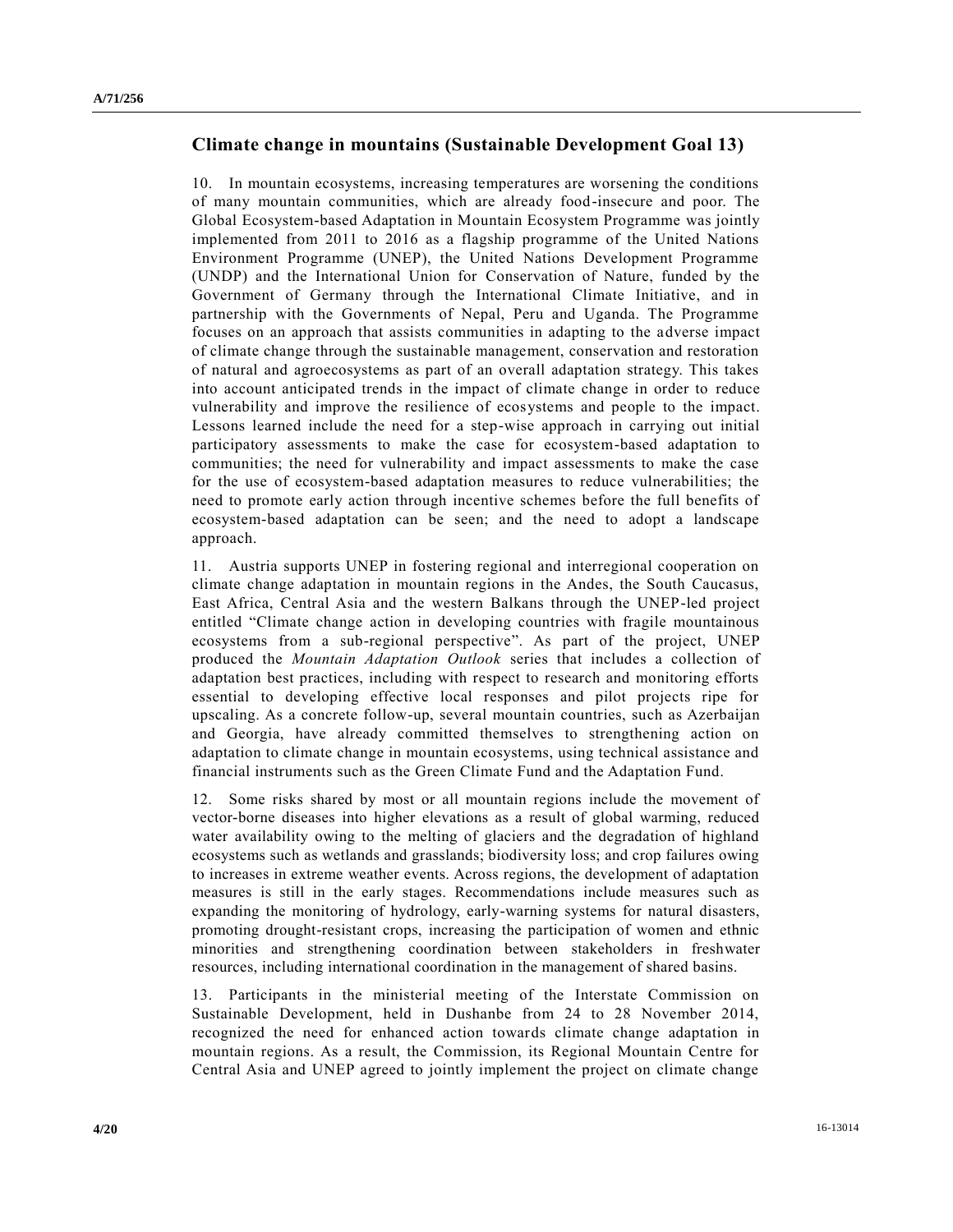## Climate change in mountains (Sustainable Development Goal 13)

10. In mountain ecosystems, increasing temperatures are worsening the conditions of many mountain communities, which are already food-insecure and poor. The Global Ecosystem-based Adaptation in Mountain Ecosystem Programme was jointly implemented from 2011 to 2016 as a flagship programme of the United Nations Environment Programme (UNEP), the United Nations Development Programme (UNDP) and the International Union for Conservation of Nature, funded by the Government of Germany through the International Climate Initiative, and in partnership with the Governments of Nepal, Peru and Uganda. The Programme focuses on an approach that assists communities in adapting to the adverse impact of climate change through the sustainable management, conservation and restoration of natural and agroecosystems as part of an overall adaptation strategy. This takes into account anticipated trends in the impact of climate change in order to reduce vulnerability and improve the resilience of ecosystems and people to the impact. Lessons learned include the need for a step-wise approach in carrying out initial participatory assessments to make the case for ecosystem-based adaptation to communities; the need for vulnerability and impact assessments to make the case for the use of ecosystem-based adaptation measures to reduce vulnerabilities; the need to promote early action through incentive schemes before the full benefits of ecosystem-based adaptation can be seen; and the need to adopt a landscape approach.

11. Austria supports UNEP in fostering regional and interregional cooperation on climate change adaptation in mountain regions in the Andes, the South Caucasus, East Africa, Central Asia and the western Balkans through the UNEP-led project entitled "Climate change action in developing countries with fragile mountainous ecosystems from a sub-regional perspective". As part of the project, UNEP produced the *Mountain Adaptation Outlook* series that includes a collection of adaptation best practices, including with respect to research and monitoring efforts essential to developing effective local responses and pilot projects ripe for upscaling. As a concrete follow-up, several mountain countries, such as Azerbaijan and Georgia, have already committed themselves to strengthening action on adaptation to climate change in mountain ecosystems, using technical assistance and financial instruments such as the Green Climate Fund and the Adaptation Fund.

12. Some risks shared by most or all mountain regions include the movement of vector-borne diseases into higher elevations as a result of global warming, reduced water availability owing to the melting of glaciers and the degradation of highland ecosystems such as wetlands and grasslands; biodiversity loss; and crop failures owing to increases in extreme weather events. Across regions, the development of adaptation measures is still in the early stages. Recommendations include measures such as expanding the monitoring of hydrology, early-warning systems for natural disasters, promoting drought-resistant crops, increasing the participation of women and ethnic minorities and strengthening coordination between stakeholders in freshwater resources, including international coordination in the management of shared basins.

13. Participants in the ministerial meeting of the Interstate Commission on Sustainable Development, held in Dushanbe from 24 to 28 November 2014, recognized the need for enhanced action towards climate change adaptation in mountain regions. As a result, the Commission, its Regional Mountain Centre for Central Asia and UNEP agreed to jointly implement the project on climate change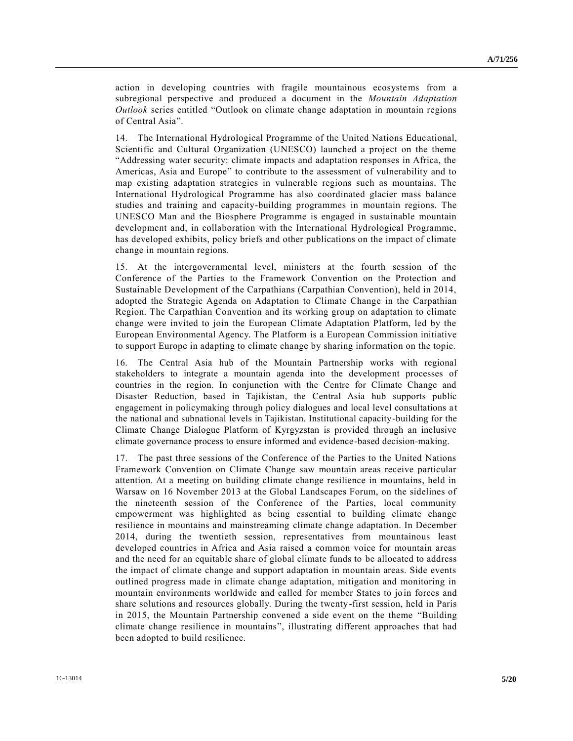action in developing countries with fragile mountainous ecosystems from a subregional perspective and produced a document in the *Mountain Adaptation Outlook* series entitled "Outlook on climate change adaptation in mountain regions of Central Asia".

14. The International Hydrological Programme of the United Nations Educational, Scientific and Cultural Organization (UNESCO) launched a project on the theme "Addressing water security: climate impacts and adaptation responses in Africa, the Americas, Asia and Europe" to contribute to the assessment of vulnerability and to map existing adaptation strategies in vulnerable regions such as mountains. The International Hydrological Programme has also coordinated glacier mass balance studies and training and capacity-building programmes in mountain regions. The UNESCO Man and the Biosphere Programme is engaged in sustainable mountain development and, in collaboration with the International Hydrological Programme, has developed exhibits, policy briefs and other publications on the impact of climate change in mountain regions.

15. At the intergovernmental level, ministers at the fourth session of the Conference of the Parties to the Framework Convention on the Protection and Sustainable Development of the Carpathians (Carpathian Convention), held in 2014, adopted the Strategic Agenda on Adaptation to Climate Change in the Carpathian Region. The Carpathian Convention and its working group on adaptation to climate change were invited to join the European Climate Adaptation Platform, led by the European Environmental Agency. The Platform is a European Commission initiative to support Europe in adapting to climate change by sharing information on the topic.

16. The Central Asia hub of the Mountain Partnership works with regional stakeholders to integrate a mountain agenda into the development processes of countries in the region. In conjunction with the Centre for Climate Change and Disaster Reduction, based in Tajikistan, the Central Asia hub supports public engagement in policymaking through policy dialogues and local level consultations at the national and subnational levels in Tajikistan. Institutional capacity-building for the Climate Change Dialogue Platform of Kyrgyzstan is provided through an inclusive climate governance process to ensure informed and evidence-based decision-making.

17. The past three sessions of the Conference of the Parties to the United Nations Framework Convention on Climate Change saw mountain areas receive particular attention. At a meeting on building climate change resilience in mountains, held in Warsaw on 16 November 2013 at the Global Landscapes Forum, on the sidelines of the nineteenth session of the Conference of the Parties, local community empowerment was highlighted as being essential to building climate change resilience in mountains and mainstreaming climate change adaptation. In December 2014, during the twentieth session, representatives from mountainous least developed countries in Africa and Asia raised a common voice for mountain areas and the need for an equitable share of global climate funds to be allocated to address the impact of climate change and support adaptation in mountain areas. Side events outlined progress made in climate change adaptation, mitigation and monitoring in mountain environments worldwide and called for member States to join forces and share solutions and resources globally. During the twenty-first session, held in Paris in 2015, the Mountain Partnership convened a side event on the theme "Building climate change resilience in mountains", illustrating different approaches that had been adopted to build resilience.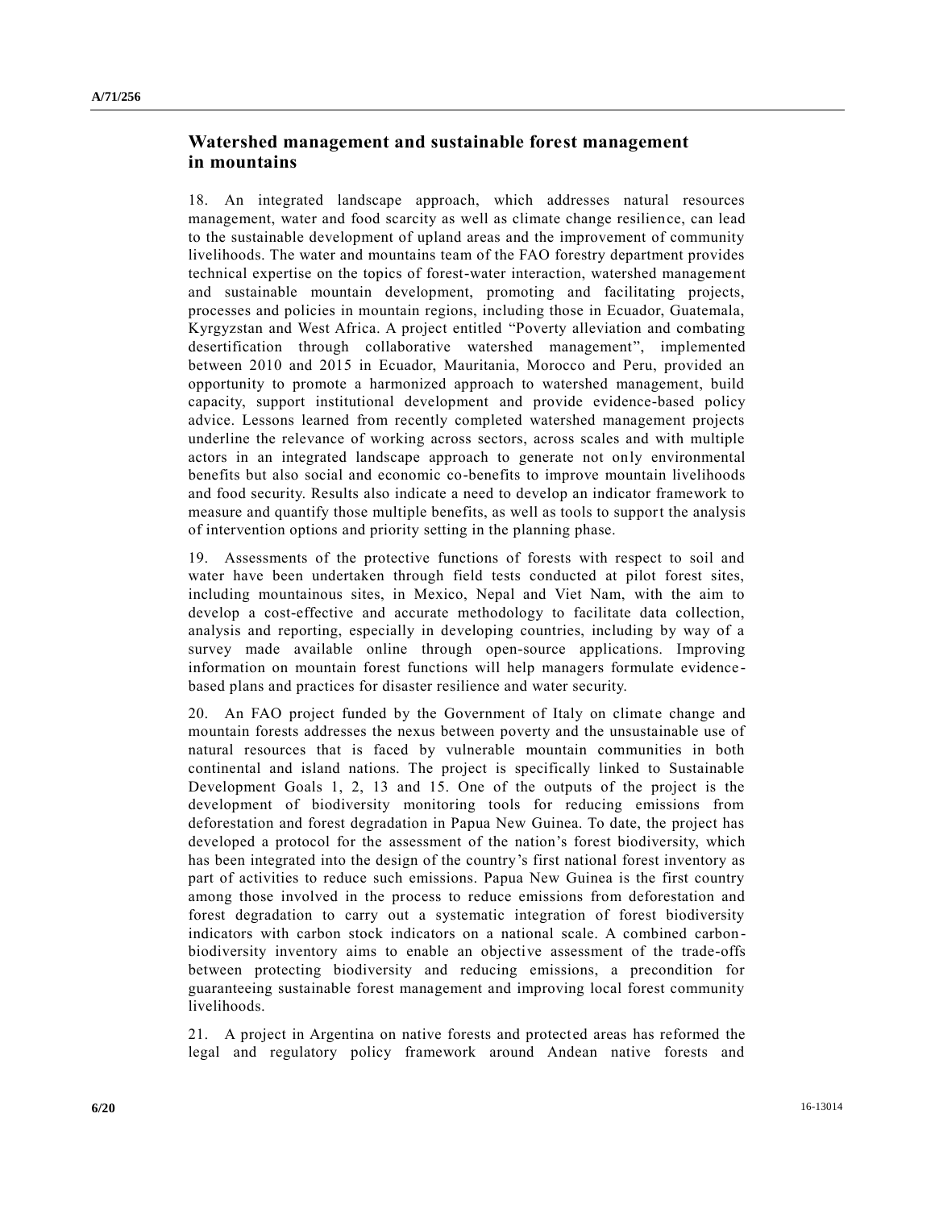## Watershed management and sustainable forest management in mountains

18. An integrated landscape approach, which addresses natural resources management, water and food scarcity as well as climate change resilience, can lead to the sustainable development of upland areas and the improvement of community livelihoods. The water and mountains team of the FAO forestry department provides technical expertise on the topics of forest-water interaction, watershed management and sustainable mountain development, promoting and facilitating projects, processes and policies in mountain regions, including those in Ecuador, Guatemala, Kyrgyzstan and West Africa. A project entitled "Poverty alleviation and combating desertification through collaborative watershed management", implemented between 2010 and 2015 in Ecuador, Mauritania, Morocco and Peru, provided an opportunity to promote a harmonized approach to watershed management, build capacity, support institutional development and provide evidence-based policy advice. Lessons learned from recently completed watershed management projects underline the relevance of working across sectors, across scales and with multiple actors in an integrated landscape approach to generate not only environmental benefits but also social and economic co-benefits to improve mountain livelihoods and food security. Results also indicate a need to develop an indicator framework to measure and quantify those multiple benefits, as well as tools to support the analysis of intervention options and priority setting in the planning phase.

19. Assessments of the protective functions of forests with respect to soil and water have been undertaken through field tests conducted at pilot forest sites, including mountainous sites, in Mexico, Nepal and Viet Nam, with the aim to develop a cost-effective and accurate methodology to facilitate data collection, analysis and reporting, especially in developing countries, including by way of a survey made available online through open-source applications. Improving information on mountain forest functions will help managers formulate evidence-based plans and practices for disaster resilience and water security.

20. An FAO project funded by the Government of Italy on climate change and mountain forests addresses the nexus between poverty and the unsustainable use of natural resources that is faced by vulnerable mountain communities in both continental and island nations. The project is specifically linked to Sustainable Development Goals 1, 2, 13 and 15. One of the outputs of the project is the development of biodiversity monitoring tools for reducing emissions from deforestation and forest degradation in Papua New Guinea. To date, the project has developed a protocol for the assessment of the nation's forest biodiversity, which has been integrated into the design of the country's first national forest inventory as part of activities to reduce such emissions. Papua New Guinea is the first country among those involved in the process to reduce emissions from deforestation and forest degradation to carry out a systematic integration of forest biodiversity indicators with carbon stock indicators on a national scale. A combined carbon-biodiversity inventory aims to enable an objective assessment of the trade-offs between protecting biodiversity and reducing emissions, a precondition for guaranteeing sustainable forest management and improving local forest community livelihoods.

21. A project in Argentina on native forests and protected areas has reformed the legal and regulatory policy framework around Andean native forests and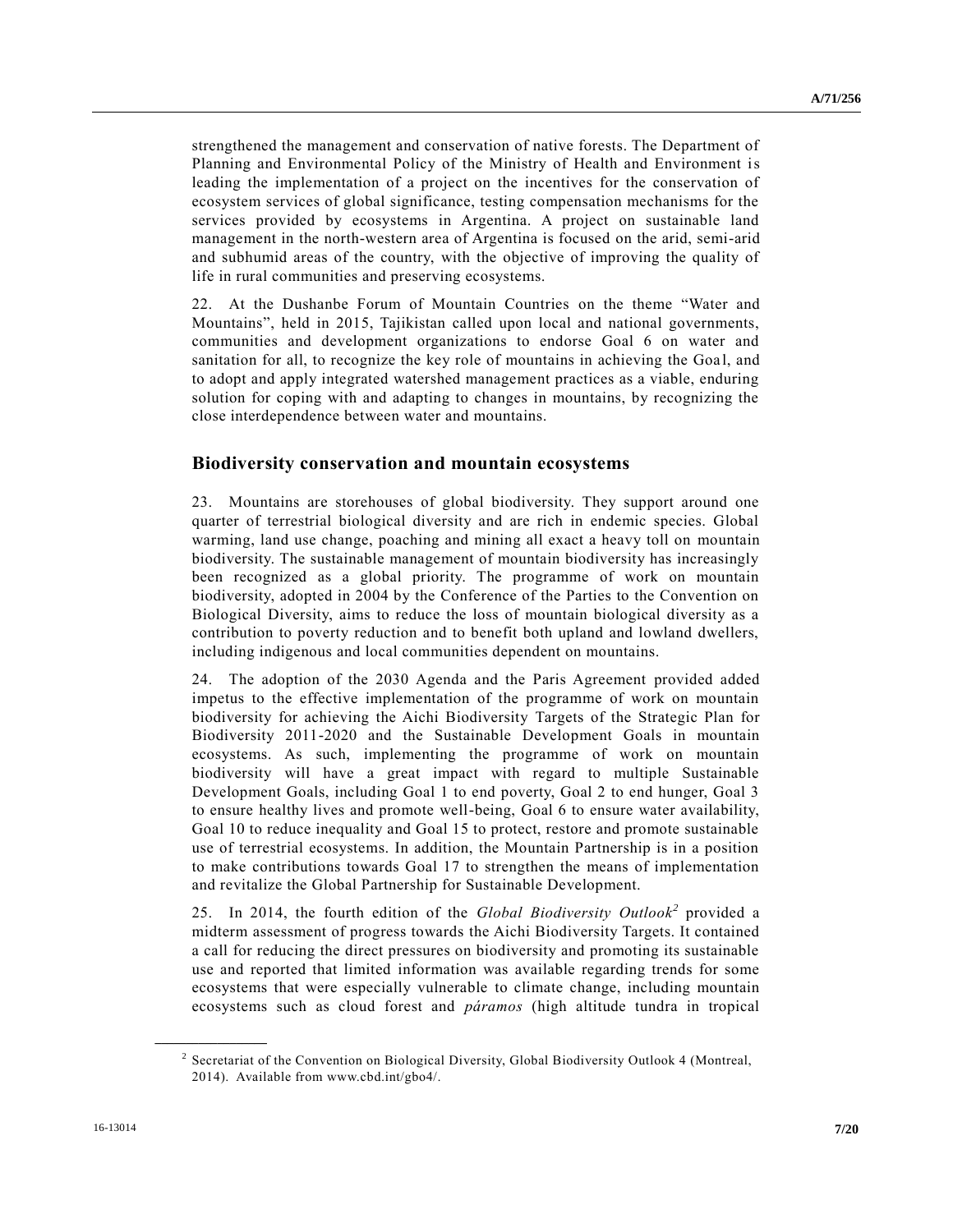strengthened the management and conservation of native forests. The Department of Planning and Environmental Policy of the Ministry of Health and Environment is leading the implementation of a project on the incentives for the conservation of ecosystem services of global significance, testing compensation mechanisms for the services provided by ecosystems in Argentina. A project on sustainable land management in the north-western area of Argentina is focused on the arid, semi-arid and subhumid areas of the country, with the objective of improving the quality of life in rural communities and preserving ecosystems.

22. At the Dushanbe Forum of Mountain Countries on the theme "Water and Mountains", held in 2015, Tajikistan called upon local and national governments, communities and development organizations to endorse Goal 6 on water and sanitation for all, to recognize the key role of mountains in achieving the Goal, and to adopt and apply integrated watershed management practices as a viable, enduring solution for coping with and adapting to changes in mountains, by recognizing the close interdependence between water and mountains.

## Biodiversity conservation and mountain ecosystems

23. Mountains are storehouses of global biodiversity. They support around one quarter of terrestrial biological diversity and are rich in endemic species. Global warming, land use change, poaching and mining all exact a heavy toll on mountain biodiversity. The sustainable management of mountain biodiversity has increasingly been recognized as a global priority. The programme of work on mountain biodiversity, adopted in 2004 by the Conference of the Parties to the Convention on Biological Diversity, aims to reduce the loss of mountain biological diversity as a contribution to poverty reduction and to benefit both upland and lowland dwellers, including indigenous and local communities dependent on mountains.

24. The adoption of the 2030 Agenda and the Paris Agreement provided added impetus to the effective implementation of the programme of work on mountain biodiversity for achieving the Aichi Biodiversity Targets of the Strategic Plan for Biodiversity 2011-2020 and the Sustainable Development Goals in mountain ecosystems. As such, implementing the programme of work on mountain biodiversity will have a great impact with regard to multiple Sustainable Development Goals, including Goal 1 to end poverty, Goal 2 to end hunger, Goal 3 to ensure healthy lives and promote well-being, Goal 6 to ensure water availability, Goal 10 to reduce inequality and Goal 15 to protect, restore and promote sustainable use of terrestrial ecosystems. In addition, the Mountain Partnership is in a position to make contributions towards Goal 17 to strengthen the means of implementation and revitalize the Global Partnership for Sustainable Development.

25. In 2014, the fourth edition of the *Global Biodiversity Outlook*[2] provided a midterm assessment of progress towards the Aichi Biodiversity Targets. It contained a call for reducing the direct pressures on biodiversity and promoting its sustainable use and reported that limited information was available regarding trends for some ecosystems that were especially vulnerable to climate change, including mountain ecosystems such as cloud forest and *páramos* (high altitude tundra in tropical

---

[2] Secretariat of the Convention on Biological Diversity, Global Biodiversity Outlook 4 (Montreal, 2014). Available from www.cbd.int/gbo4/.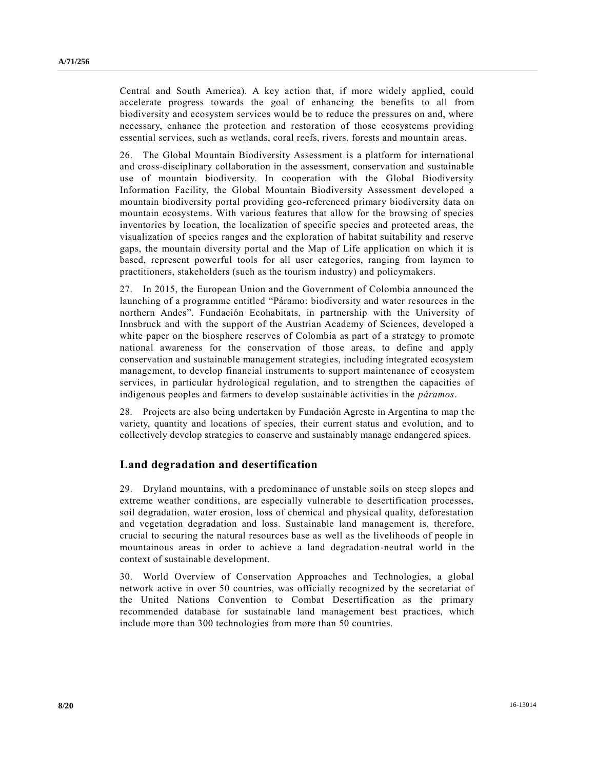Central and South America). A key action that, if more widely applied, could accelerate progress towards the goal of enhancing the benefits to all from biodiversity and ecosystem services would be to reduce the pressures on and, where necessary, enhance the protection and restoration of those ecosystems providing essential services, such as wetlands, coral reefs, rivers, forests and mountain areas.

26. The Global Mountain Biodiversity Assessment is a platform for international and cross-disciplinary collaboration in the assessment, conservation and sustainable use of mountain biodiversity. In cooperation with the Global Biodiversity Information Facility, the Global Mountain Biodiversity Assessment developed a mountain biodiversity portal providing geo-referenced primary biodiversity data on mountain ecosystems. With various features that allow for the browsing of species inventories by location, the localization of specific species and protected areas, the visualization of species ranges and the exploration of habitat suitability and reserve gaps, the mountain diversity portal and the Map of Life application on which it is based, represent powerful tools for all user categories, ranging from laymen to practitioners, stakeholders (such as the tourism industry) and policymakers.

27. In 2015, the European Union and the Government of Colombia announced the launching of a programme entitled "Páramo: biodiversity and water resources in the northern Andes". Fundación Ecohabitats, in partnership with the University of Innsbruck and with the support of the Austrian Academy of Sciences, developed a white paper on the biosphere reserves of Colombia as part of a strategy to promote national awareness for the conservation of those areas, to define and apply conservation and sustainable management strategies, including integrated ecosystem management, to develop financial instruments to support maintenance of ecosystem services, in particular hydrological regulation, and to strengthen the capacities of indigenous peoples and farmers to develop sustainable activities in the *páramos*.

28. Projects are also being undertaken by Fundación Agreste in Argentina to map the variety, quantity and locations of species, their current status and evolution, and to collectively develop strategies to conserve and sustainably manage endangered spices.

## Land degradation and desertification

29. Dryland mountains, with a predominance of unstable soils on steep slopes and extreme weather conditions, are especially vulnerable to desertification processes, soil degradation, water erosion, loss of chemical and physical quality, deforestation and vegetation degradation and loss. Sustainable land management is, therefore, crucial to securing the natural resources base as well as the livelihoods of people in mountainous areas in order to achieve a land degradation-neutral world in the context of sustainable development.

30. World Overview of Conservation Approaches and Technologies, a global network active in over 50 countries, was officially recognized by the secretariat of the United Nations Convention to Combat Desertification as the primary recommended database for sustainable land management best practices, which include more than 300 technologies from more than 50 countries.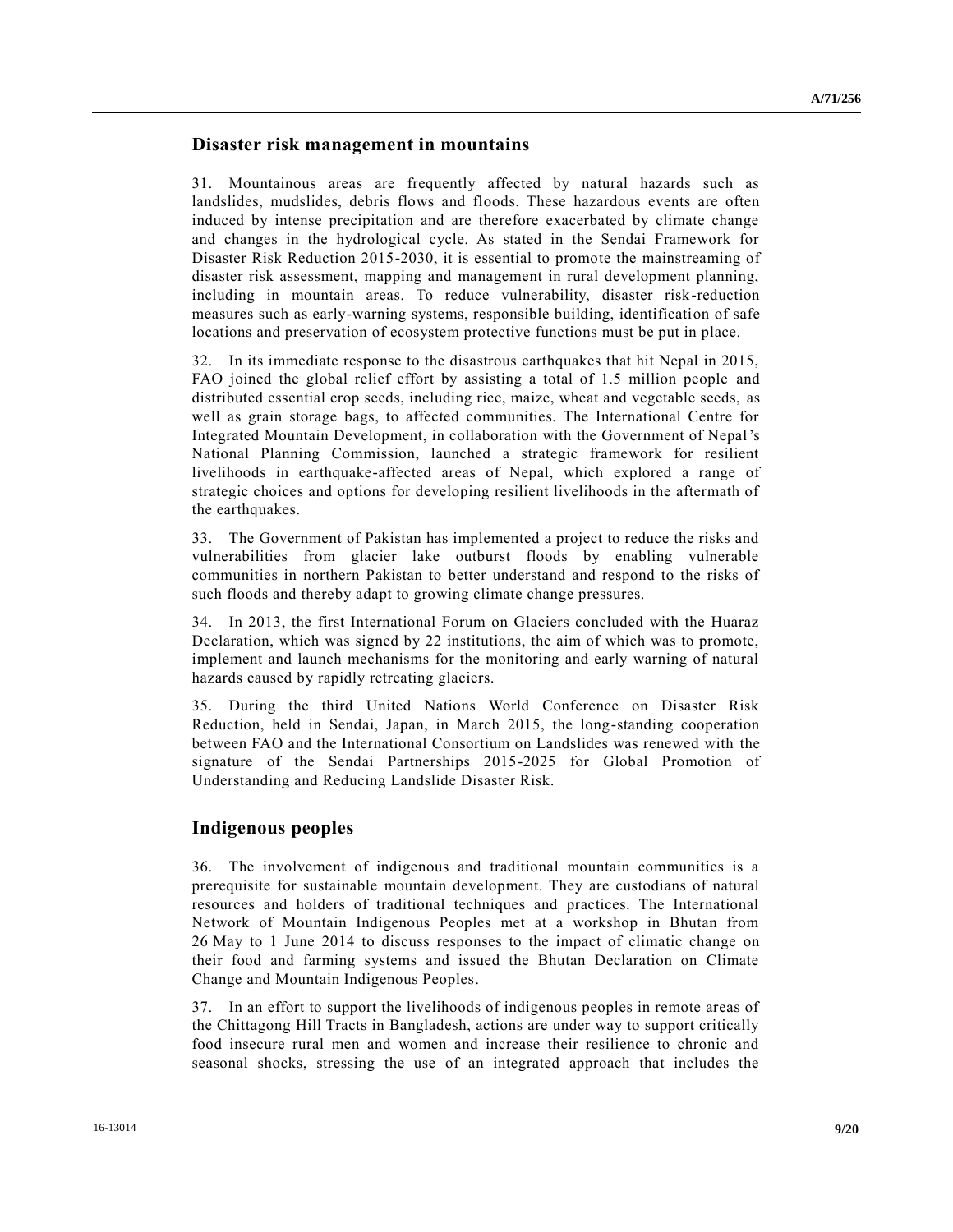## Disaster risk management in mountains

31. Mountainous areas are frequently affected by natural hazards such as landslides, mudslides, debris flows and floods. These hazardous events are often induced by intense precipitation and are therefore exacerbated by climate change and changes in the hydrological cycle. As stated in the Sendai Framework for Disaster Risk Reduction 2015-2030, it is essential to promote the mainstreaming of disaster risk assessment, mapping and management in rural development planning, including in mountain areas. To reduce vulnerability, disaster risk-reduction measures such as early-warning systems, responsible building, identification of safe locations and preservation of ecosystem protective functions must be put in place.

32. In its immediate response to the disastrous earthquakes that hit Nepal in 2015, FAO joined the global relief effort by assisting a total of 1.5 million people and distributed essential crop seeds, including rice, maize, wheat and vegetable seeds, as well as grain storage bags, to affected communities. The International Centre for Integrated Mountain Development, in collaboration with the Government of Nepal's National Planning Commission, launched a strategic framework for resilient livelihoods in earthquake-affected areas of Nepal, which explored a range of strategic choices and options for developing resilient livelihoods in the aftermath of the earthquakes.

33. The Government of Pakistan has implemented a project to reduce the risks and vulnerabilities from glacier lake outburst floods by enabling vulnerable communities in northern Pakistan to better understand and respond to the risks of such floods and thereby adapt to growing climate change pressures.

34. In 2013, the first International Forum on Glaciers concluded with the Huaraz Declaration, which was signed by 22 institutions, the aim of which was to promote, implement and launch mechanisms for the monitoring and early warning of natural hazards caused by rapidly retreating glaciers.

35. During the third United Nations World Conference on Disaster Risk Reduction, held in Sendai, Japan, in March 2015, the long-standing cooperation between FAO and the International Consortium on Landslides was renewed with the signature of the Sendai Partnerships 2015-2025 for Global Promotion of Understanding and Reducing Landslide Disaster Risk.

## Indigenous peoples

36. The involvement of indigenous and traditional mountain communities is a prerequisite for sustainable mountain development. They are custodians of natural resources and holders of traditional techniques and practices. The International Network of Mountain Indigenous Peoples met at a workshop in Bhutan from 26 May to 1 June 2014 to discuss responses to the impact of climatic change on their food and farming systems and issued the Bhutan Declaration on Climate Change and Mountain Indigenous Peoples.

37. In an effort to support the livelihoods of indigenous peoples in remote areas of the Chittagong Hill Tracts in Bangladesh, actions are under way to support critically food insecure rural men and women and increase their resilience to chronic and seasonal shocks, stressing the use of an integrated approach that includes the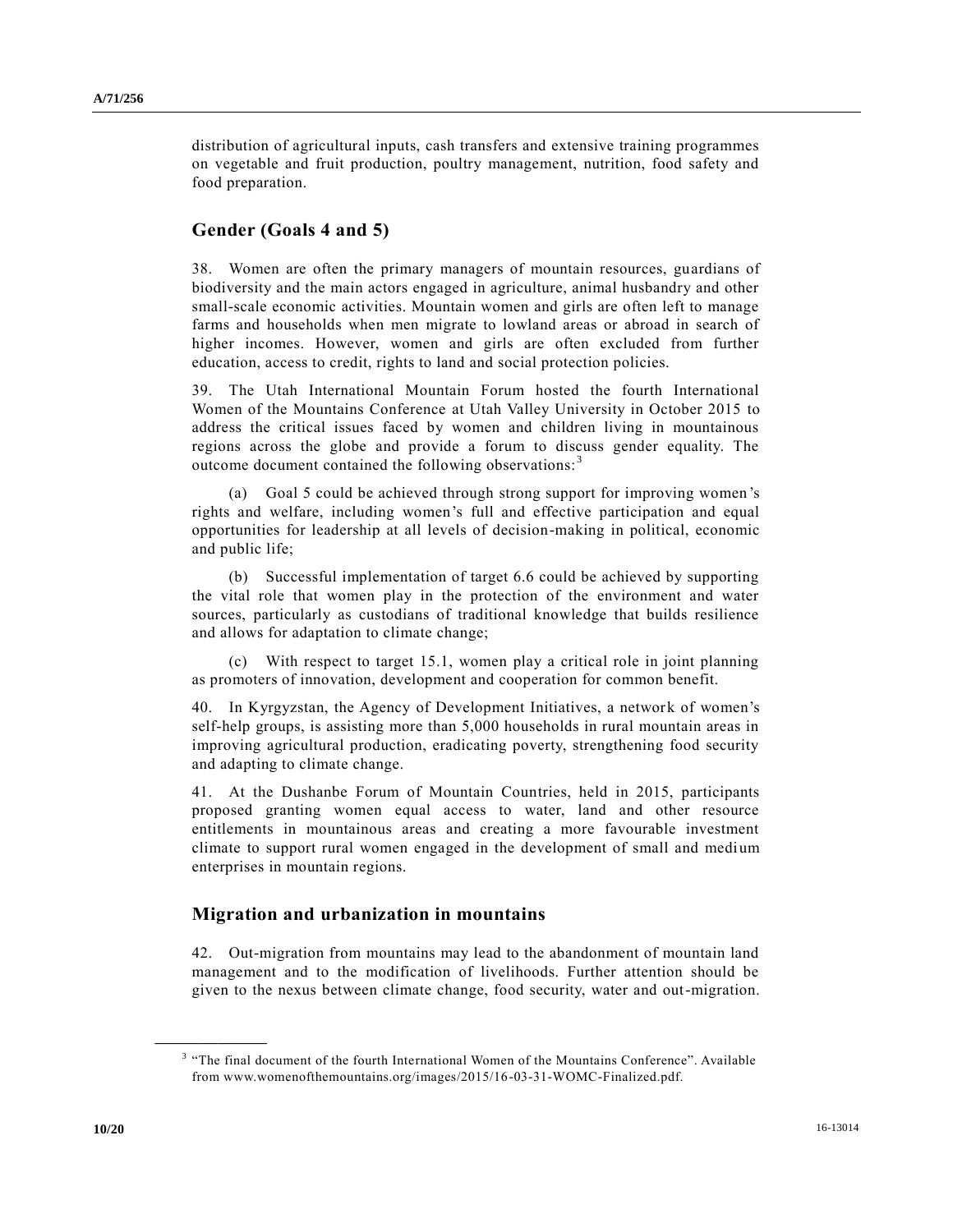distribution of agricultural inputs, cash transfers and extensive training programmes on vegetable and fruit production, poultry management, nutrition, food safety and food preparation.

## Gender (Goals 4 and 5)

38. Women are often the primary managers of mountain resources, guardians of biodiversity and the main actors engaged in agriculture, animal husbandry and other small-scale economic activities. Mountain women and girls are often left to manage farms and households when men migrate to lowland areas or abroad in search of higher incomes. However, women and girls are often excluded from further education, access to credit, rights to land and social protection policies.

39. The Utah International Mountain Forum hosted the fourth International Women of the Mountains Conference at Utah Valley University in October 2015 to address the critical issues faced by women and children living in mountainous regions across the globe and provide a forum to discuss gender equality. The outcome document contained the following observations:[3]

(a) Goal 5 could be achieved through strong support for improving women's rights and welfare, including women's full and effective participation and equal opportunities for leadership at all levels of decision-making in political, economic and public life;

(b) Successful implementation of target 6.6 could be achieved by supporting the vital role that women play in the protection of the environment and water sources, particularly as custodians of traditional knowledge that builds resilience and allows for adaptation to climate change;

(c) With respect to target 15.1, women play a critical role in joint planning as promoters of innovation, development and cooperation for common benefit.

40. In Kyrgyzstan, the Agency of Development Initiatives, a network of women's self-help groups, is assisting more than 5,000 households in rural mountain areas in improving agricultural production, eradicating poverty, strengthening food security and adapting to climate change.

41. At the Dushanbe Forum of Mountain Countries, held in 2015, participants proposed granting women equal access to water, land and other resource entitlements in mountainous areas and creating a more favourable investment climate to support rural women engaged in the development of small and medium enterprises in mountain regions.

## Migration and urbanization in mountains

42. Out-migration from mountains may lead to the abandonment of mountain land management and to the modification of livelihoods. Further attention should be given to the nexus between climate change, food security, water and out-migration.

---

[3] "The final document of the fourth International Women of the Mountains Conference". Available from www.womenofthemountains.org/images/2015/16-03-31-WOMC-Finalized.pdf.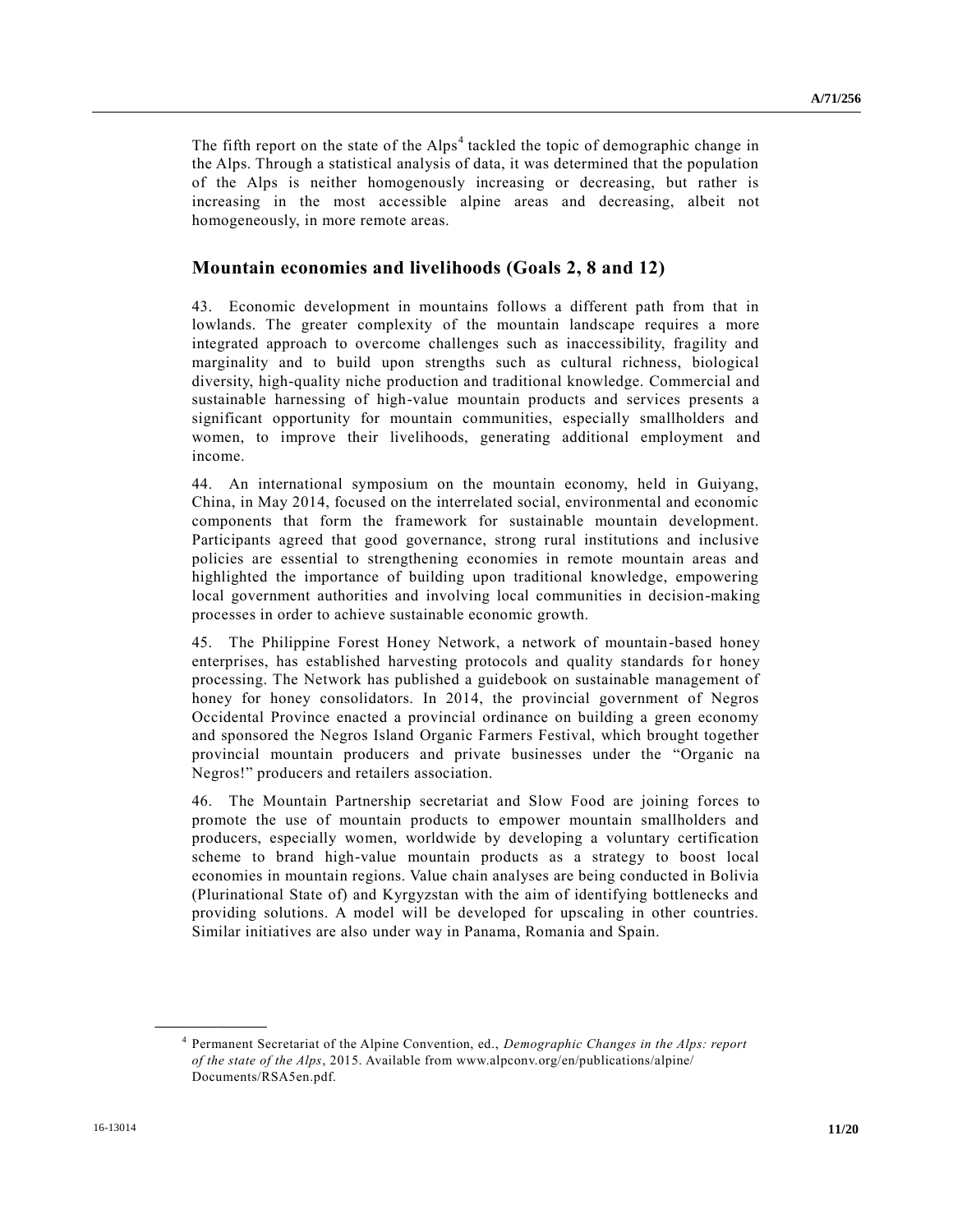The fifth report on the state of the Alps[4] tackled the topic of demographic change in the Alps. Through a statistical analysis of data, it was determined that the population of the Alps is neither homogenously increasing or decreasing, but rather is increasing in the most accessible alpine areas and decreasing, albeit not homogeneously, in more remote areas.

## Mountain economies and livelihoods (Goals 2, 8 and 12)

43. Economic development in mountains follows a different path from that in lowlands. The greater complexity of the mountain landscape requires a more integrated approach to overcome challenges such as inaccessibility, fragility and marginality and to build upon strengths such as cultural richness, biological diversity, high-quality niche production and traditional knowledge. Commercial and sustainable harnessing of high-value mountain products and services presents a significant opportunity for mountain communities, especially smallholders and women, to improve their livelihoods, generating additional employment and income.

44. An international symposium on the mountain economy, held in Guiyang, China, in May 2014, focused on the interrelated social, environmental and economic components that form the framework for sustainable mountain development. Participants agreed that good governance, strong rural institutions and inclusive policies are essential to strengthening economies in remote mountain areas and highlighted the importance of building upon traditional knowledge, empowering local government authorities and involving local communities in decision-making processes in order to achieve sustainable economic growth.

45. The Philippine Forest Honey Network, a network of mountain-based honey enterprises, has established harvesting protocols and quality standards for honey processing. The Network has published a guidebook on sustainable management of honey for honey consolidators. In 2014, the provincial government of Negros Occidental Province enacted a provincial ordinance on building a green economy and sponsored the Negros Island Organic Farmers Festival, which brought together provincial mountain producers and private businesses under the "Organic na Negros!" producers and retailers association.

46. The Mountain Partnership secretariat and Slow Food are joining forces to promote the use of mountain products to empower mountain smallholders and producers, especially women, worldwide by developing a voluntary certification scheme to brand high-value mountain products as a strategy to boost local economies in mountain regions. Value chain analyses are being conducted in Bolivia (Plurinational State of) and Kyrgyzstan with the aim of identifying bottlenecks and providing solutions. A model will be developed for upscaling in other countries. Similar initiatives are also under way in Panama, Romania and Spain.

---

[4] Permanent Secretariat of the Alpine Convention, ed., *Demographic Changes in the Alps: report of the state of the Alps*, 2015. Available from www.alpconv.org/en/publications/alpine/Documents/RSA5en.pdf.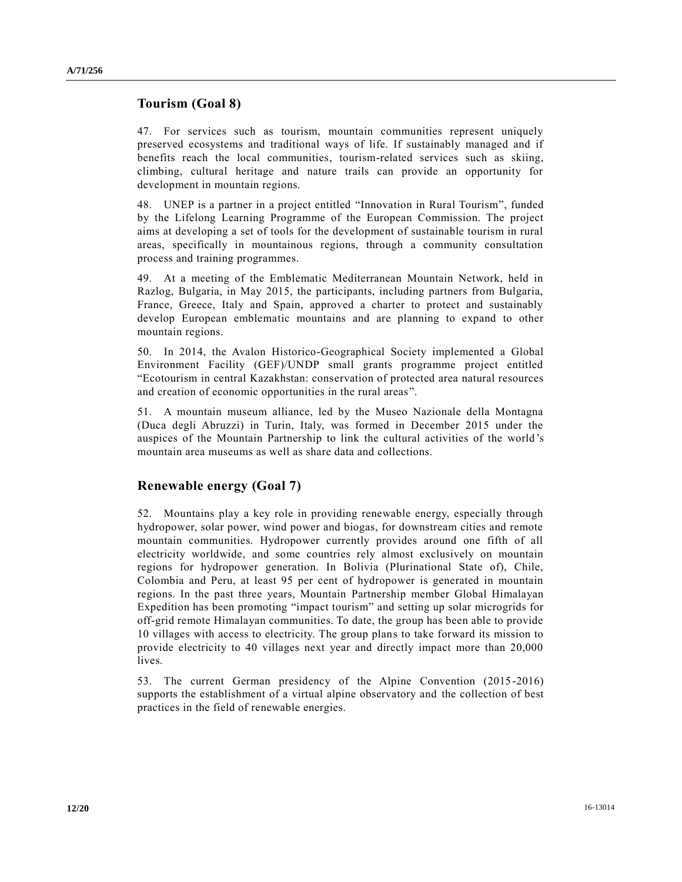## Tourism (Goal 8)

47. For services such as tourism, mountain communities represent uniquely preserved ecosystems and traditional ways of life. If sustainably managed and if benefits reach the local communities, tourism-related services such as skiing, climbing, cultural heritage and nature trails can provide an opportunity for development in mountain regions.

48. UNEP is a partner in a project entitled "Innovation in Rural Tourism", funded by the Lifelong Learning Programme of the European Commission. The project aims at developing a set of tools for the development of sustainable tourism in rural areas, specifically in mountainous regions, through a community consultation process and training programmes.

49. At a meeting of the Emblematic Mediterranean Mountain Network, held in Razlog, Bulgaria, in May 2015, the participants, including partners from Bulgaria, France, Greece, Italy and Spain, approved a charter to protect and sustainably develop European emblematic mountains and are planning to expand to other mountain regions.

50. In 2014, the Avalon Historico-Geographical Society implemented a Global Environment Facility (GEF)/UNDP small grants programme project entitled "Ecotourism in central Kazakhstan: conservation of protected area natural resources and creation of economic opportunities in the rural areas".

51. A mountain museum alliance, led by the Museo Nazionale della Montagna (Duca degli Abruzzi) in Turin, Italy, was formed in December 2015 under the auspices of the Mountain Partnership to link the cultural activities of the world's mountain area museums as well as share data and collections.

## Renewable energy (Goal 7)

52. Mountains play a key role in providing renewable energy, especially through hydropower, solar power, wind power and biogas, for downstream cities and remote mountain communities. Hydropower currently provides around one fifth of all electricity worldwide, and some countries rely almost exclusively on mountain regions for hydropower generation. In Bolivia (Plurinational State of), Chile, Colombia and Peru, at least 95 per cent of hydropower is generated in mountain regions. In the past three years, Mountain Partnership member Global Himalayan Expedition has been promoting "impact tourism" and setting up solar microgrids for off-grid remote Himalayan communities. To date, the group has been able to provide 10 villages with access to electricity. The group plans to take forward its mission to provide electricity to 40 villages next year and directly impact more than 20,000 lives.

53. The current German presidency of the Alpine Convention (2015-2016) supports the establishment of a virtual alpine observatory and the collection of best practices in the field of renewable energies.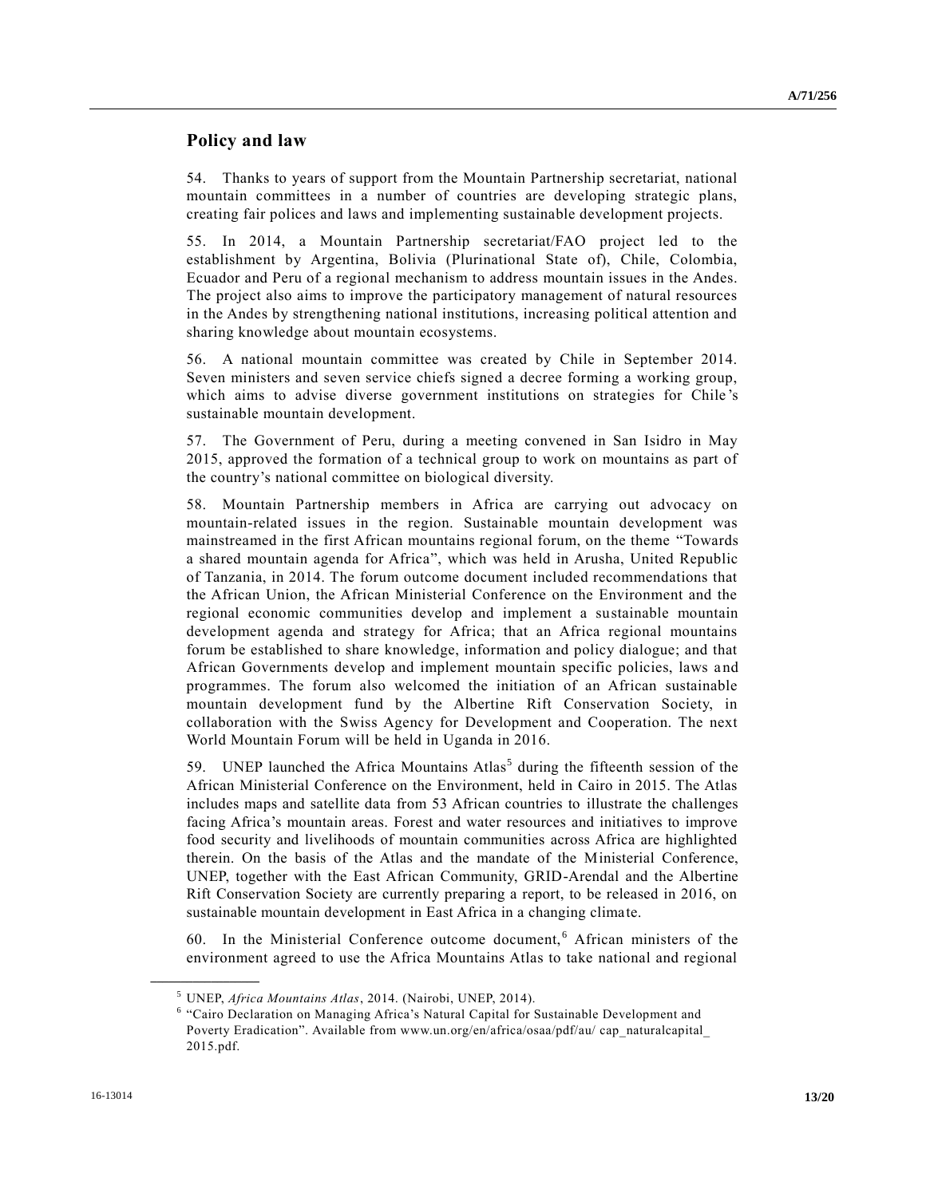## Policy and law

54. Thanks to years of support from the Mountain Partnership secretariat, national mountain committees in a number of countries are developing strategic plans, creating fair polices and laws and implementing sustainable development projects.

55. In 2014, a Mountain Partnership secretariat/FAO project led to the establishment by Argentina, Bolivia (Plurinational State of), Chile, Colombia, Ecuador and Peru of a regional mechanism to address mountain issues in the Andes. The project also aims to improve the participatory management of natural resources in the Andes by strengthening national institutions, increasing political attention and sharing knowledge about mountain ecosystems.

56. A national mountain committee was created by Chile in September 2014. Seven ministers and seven service chiefs signed a decree forming a working group, which aims to advise diverse government institutions on strategies for Chile's sustainable mountain development.

57. The Government of Peru, during a meeting convened in San Isidro in May 2015, approved the formation of a technical group to work on mountains as part of the country's national committee on biological diversity.

58. Mountain Partnership members in Africa are carrying out advocacy on mountain-related issues in the region. Sustainable mountain development was mainstreamed in the first African mountains regional forum, on the theme "Towards a shared mountain agenda for Africa", which was held in Arusha, United Republic of Tanzania, in 2014. The forum outcome document included recommendations that the African Union, the African Ministerial Conference on the Environment and the regional economic communities develop and implement a sustainable mountain development agenda and strategy for Africa; that an Africa regional mountains forum be established to share knowledge, information and policy dialogue; and that African Governments develop and implement mountain specific policies, laws and programmes. The forum also welcomed the initiation of an African sustainable mountain development fund by the Albertine Rift Conservation Society, in collaboration with the Swiss Agency for Development and Cooperation. The next World Mountain Forum will be held in Uganda in 2016.

59. UNEP launched the Africa Mountains Atlas[5] during the fifteenth session of the African Ministerial Conference on the Environment, held in Cairo in 2015. The Atlas includes maps and satellite data from 53 African countries to illustrate the challenges facing Africa's mountain areas. Forest and water resources and initiatives to improve food security and livelihoods of mountain communities across Africa are highlighted therein. On the basis of the Atlas and the mandate of the Ministerial Conference, UNEP, together with the East African Community, GRID-Arendal and the Albertine Rift Conservation Society are currently preparing a report, to be released in 2016, on sustainable mountain development in East Africa in a changing climate.

60. In the Ministerial Conference outcome document,[6] African ministers of the environment agreed to use the Africa Mountains Atlas to take national and regional

---

[5] UNEP, *Africa Mountains Atlas*, 2014. (Nairobi, UNEP, 2014).

[6] "Cairo Declaration on Managing Africa's Natural Capital for Sustainable Development and Poverty Eradication". Available from www.un.org/en/africa/osaa/pdf/au/ cap_naturalcapital_ 2015.pdf.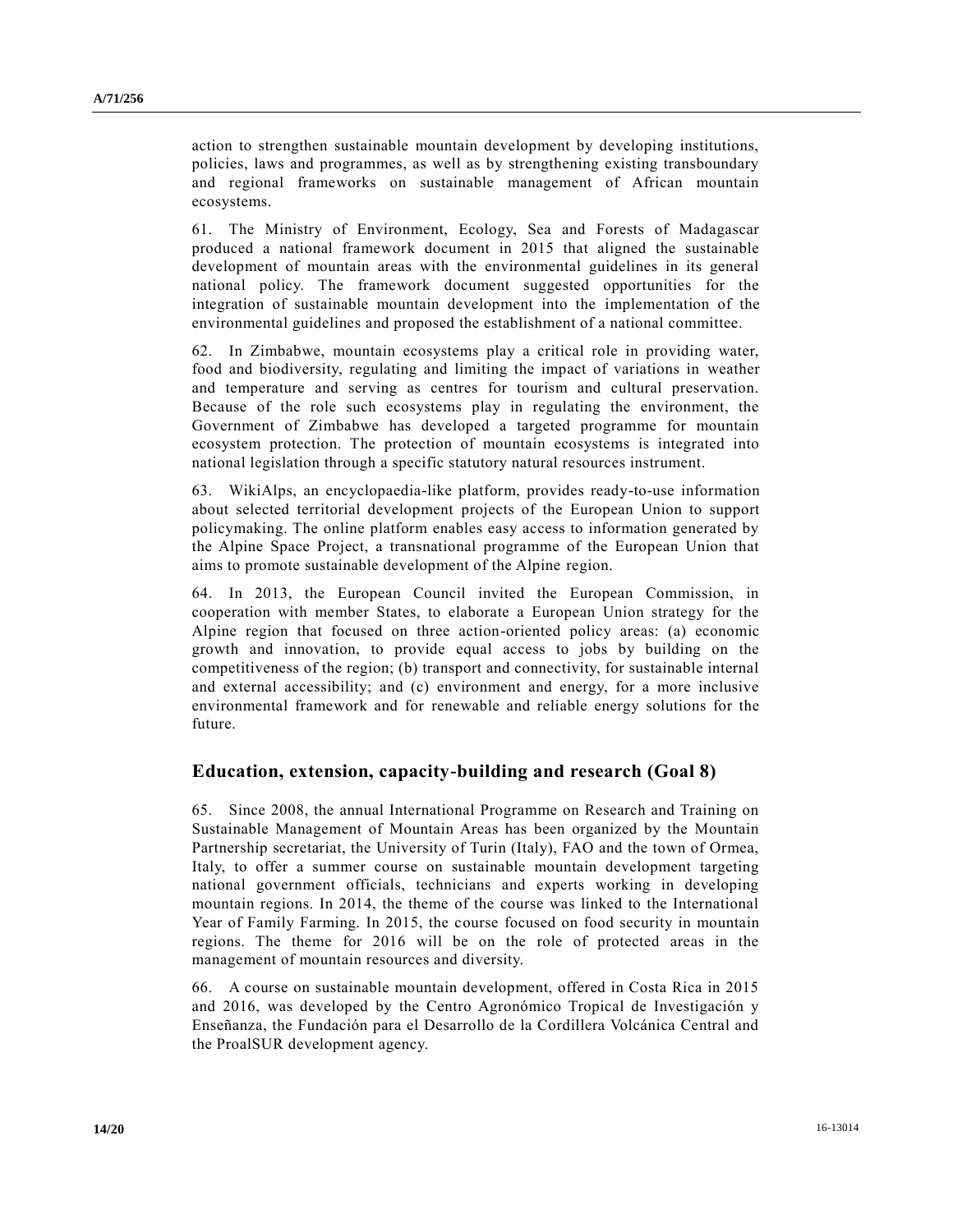action to strengthen sustainable mountain development by developing institutions, policies, laws and programmes, as well as by strengthening existing transboundary and regional frameworks on sustainable management of African mountain ecosystems.

61. The Ministry of Environment, Ecology, Sea and Forests of Madagascar produced a national framework document in 2015 that aligned the sustainable development of mountain areas with the environmental guidelines in its general national policy. The framework document suggested opportunities for the integration of sustainable mountain development into the implementation of the environmental guidelines and proposed the establishment of a national committee.

62. In Zimbabwe, mountain ecosystems play a critical role in providing water, food and biodiversity, regulating and limiting the impact of variations in weather and temperature and serving as centres for tourism and cultural preservation. Because of the role such ecosystems play in regulating the environment, the Government of Zimbabwe has developed a targeted programme for mountain ecosystem protection. The protection of mountain ecosystems is integrated into national legislation through a specific statutory natural resources instrument.

63. WikiAlps, an encyclopaedia-like platform, provides ready-to-use information about selected territorial development projects of the European Union to support policymaking. The online platform enables easy access to information generated by the Alpine Space Project, a transnational programme of the European Union that aims to promote sustainable development of the Alpine region.

64. In 2013, the European Council invited the European Commission, in cooperation with member States, to elaborate a European Union strategy for the Alpine region that focused on three action-oriented policy areas: (a) economic growth and innovation, to provide equal access to jobs by building on the competitiveness of the region; (b) transport and connectivity, for sustainable internal and external accessibility; and (c) environment and energy, for a more inclusive environmental framework and for renewable and reliable energy solutions for the future.

## Education, extension, capacity-building and research (Goal 8)

65. Since 2008, the annual International Programme on Research and Training on Sustainable Management of Mountain Areas has been organized by the Mountain Partnership secretariat, the University of Turin (Italy), FAO and the town of Ormea, Italy, to offer a summer course on sustainable mountain development targeting national government officials, technicians and experts working in developing mountain regions. In 2014, the theme of the course was linked to the International Year of Family Farming. In 2015, the course focused on food security in mountain regions. The theme for 2016 will be on the role of protected areas in the management of mountain resources and diversity.

66. A course on sustainable mountain development, offered in Costa Rica in 2015 and 2016, was developed by the Centro Agronómico Tropical de Investigación y Enseñanza, the Fundación para el Desarrollo de la Cordillera Volcánica Central and the ProalSUR development agency.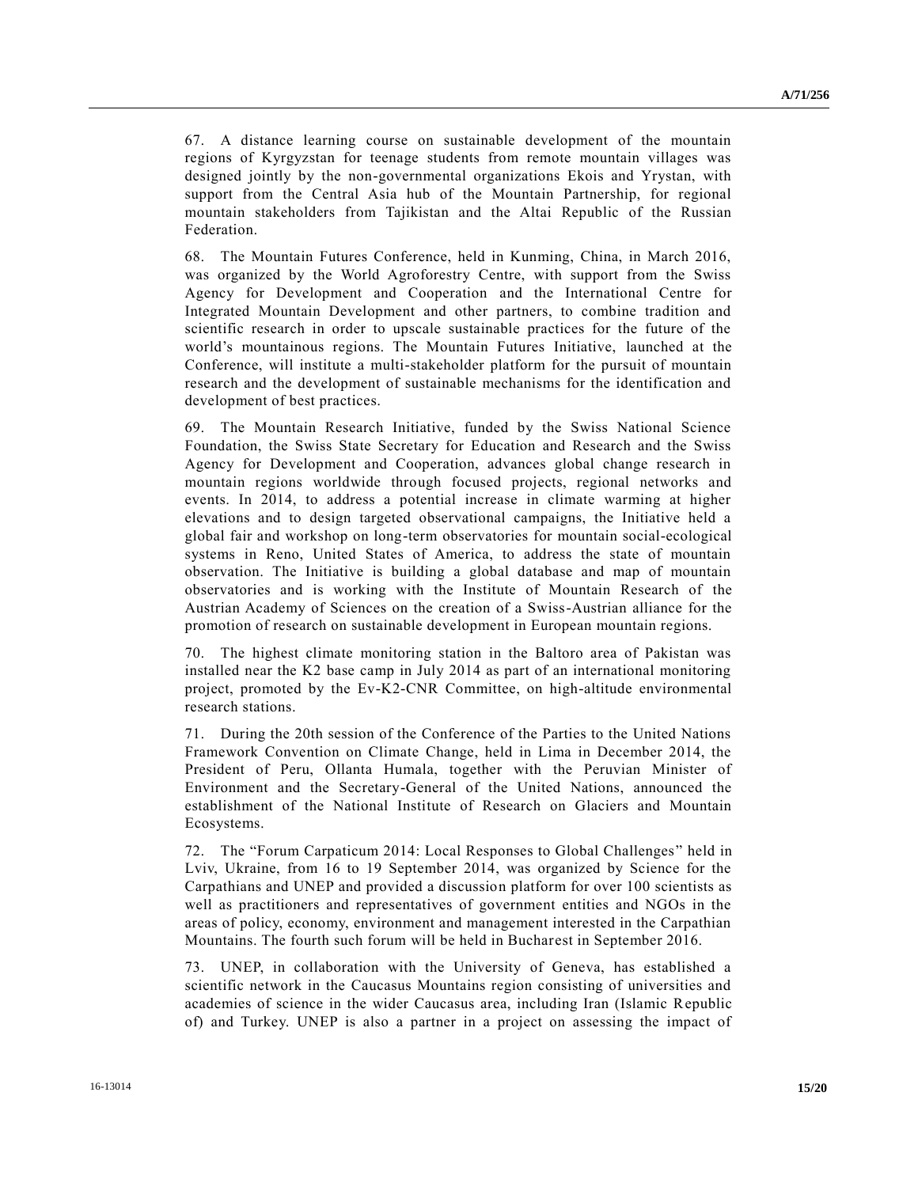67. A distance learning course on sustainable development of the mountain regions of Kyrgyzstan for teenage students from remote mountain villages was designed jointly by the non-governmental organizations Ekois and Yrystan, with support from the Central Asia hub of the Mountain Partnership, for regional mountain stakeholders from Tajikistan and the Altai Republic of the Russian Federation.

68. The Mountain Futures Conference, held in Kunming, China, in March 2016, was organized by the World Agroforestry Centre, with support from the Swiss Agency for Development and Cooperation and the International Centre for Integrated Mountain Development and other partners, to combine tradition and scientific research in order to upscale sustainable practices for the future of the world's mountainous regions. The Mountain Futures Initiative, launched at the Conference, will institute a multi-stakeholder platform for the pursuit of mountain research and the development of sustainable mechanisms for the identification and development of best practices.

69. The Mountain Research Initiative, funded by the Swiss National Science Foundation, the Swiss State Secretary for Education and Research and the Swiss Agency for Development and Cooperation, advances global change research in mountain regions worldwide through focused projects, regional networks and events. In 2014, to address a potential increase in climate warming at higher elevations and to design targeted observational campaigns, the Initiative held a global fair and workshop on long-term observatories for mountain social-ecological systems in Reno, United States of America, to address the state of mountain observation. The Initiative is building a global database and map of mountain observatories and is working with the Institute of Mountain Research of the Austrian Academy of Sciences on the creation of a Swiss-Austrian alliance for the promotion of research on sustainable development in European mountain regions.

70. The highest climate monitoring station in the Baltoro area of Pakistan was installed near the K2 base camp in July 2014 as part of an international monitoring project, promoted by the Ev-K2-CNR Committee, on high-altitude environmental research stations.

71. During the 20th session of the Conference of the Parties to the United Nations Framework Convention on Climate Change, held in Lima in December 2014, the President of Peru, Ollanta Humala, together with the Peruvian Minister of Environment and the Secretary-General of the United Nations, announced the establishment of the National Institute of Research on Glaciers and Mountain Ecosystems.

72. The "Forum Carpaticum 2014: Local Responses to Global Challenges" held in Lviv, Ukraine, from 16 to 19 September 2014, was organized by Science for the Carpathians and UNEP and provided a discussion platform for over 100 scientists as well as practitioners and representatives of government entities and NGOs in the areas of policy, economy, environment and management interested in the Carpathian Mountains. The fourth such forum will be held in Bucharest in September 2016.

73. UNEP, in collaboration with the University of Geneva, has established a scientific network in the Caucasus Mountains region consisting of universities and academies of science in the wider Caucasus area, including Iran (Islamic Republic of) and Turkey. UNEP is also a partner in a project on assessing the impact of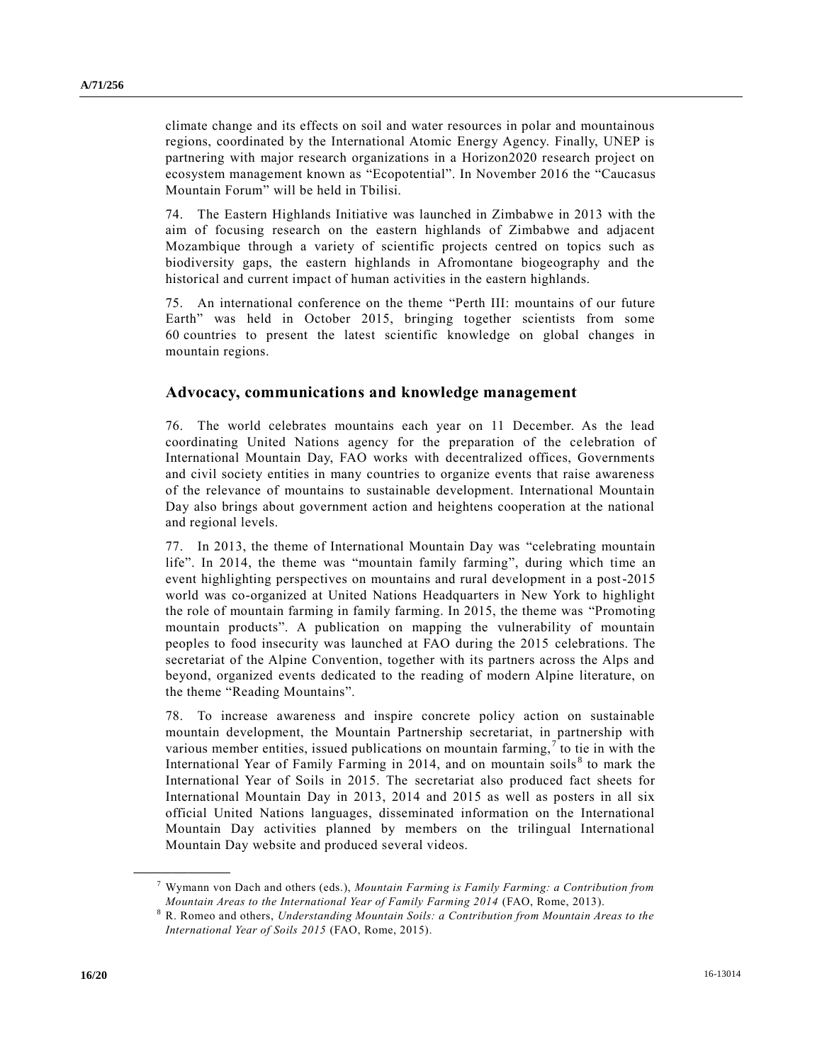climate change and its effects on soil and water resources in polar and mountainous regions, coordinated by the International Atomic Energy Agency. Finally, UNEP is partnering with major research organizations in a Horizon2020 research project on ecosystem management known as "Ecopotential". In November 2016 the "Caucasus Mountain Forum" will be held in Tbilisi.

74. The Eastern Highlands Initiative was launched in Zimbabwe in 2013 with the aim of focusing research on the eastern highlands of Zimbabwe and adjacent Mozambique through a variety of scientific projects centred on topics such as biodiversity gaps, the eastern highlands in Afromontane biogeography and the historical and current impact of human activities in the eastern highlands.

75. An international conference on the theme "Perth III: mountains of our future Earth" was held in October 2015, bringing together scientists from some 60 countries to present the latest scientific knowledge on global changes in mountain regions.

## Advocacy, communications and knowledge management

76. The world celebrates mountains each year on 11 December. As the lead coordinating United Nations agency for the preparation of the celebration of International Mountain Day, FAO works with decentralized offices, Governments and civil society entities in many countries to organize events that raise awareness of the relevance of mountains to sustainable development. International Mountain Day also brings about government action and heightens cooperation at the national and regional levels.

77. In 2013, the theme of International Mountain Day was "celebrating mountain life". In 2014, the theme was "mountain family farming", during which time an event highlighting perspectives on mountains and rural development in a post-2015 world was co-organized at United Nations Headquarters in New York to highlight the role of mountain farming in family farming. In 2015, the theme was "Promoting mountain products". A publication on mapping the vulnerability of mountain peoples to food insecurity was launched at FAO during the 2015 celebrations. The secretariat of the Alpine Convention, together with its partners across the Alps and beyond, organized events dedicated to the reading of modern Alpine literature, on the theme "Reading Mountains".

78. To increase awareness and inspire concrete policy action on sustainable mountain development, the Mountain Partnership secretariat, in partnership with various member entities, issued publications on mountain farming,[7] to tie in with the International Year of Family Farming in 2014, and on mountain soils[8] to mark the International Year of Soils in 2015. The secretariat also produced fact sheets for International Mountain Day in 2013, 2014 and 2015 as well as posters in all six official United Nations languages, disseminated information on the International Mountain Day activities planned by members on the trilingual International Mountain Day website and produced several videos.

[7] Wymann von Dach and others (eds.), *Mountain Farming is Family Farming: a Contribution from Mountain Areas to the International Year of Family Farming 2014* (FAO, Rome, 2013).

[8] R. Romeo and others, *Understanding Mountain Soils: a Contribution from Mountain Areas to the International Year of Soils 2015* (FAO, Rome, 2015).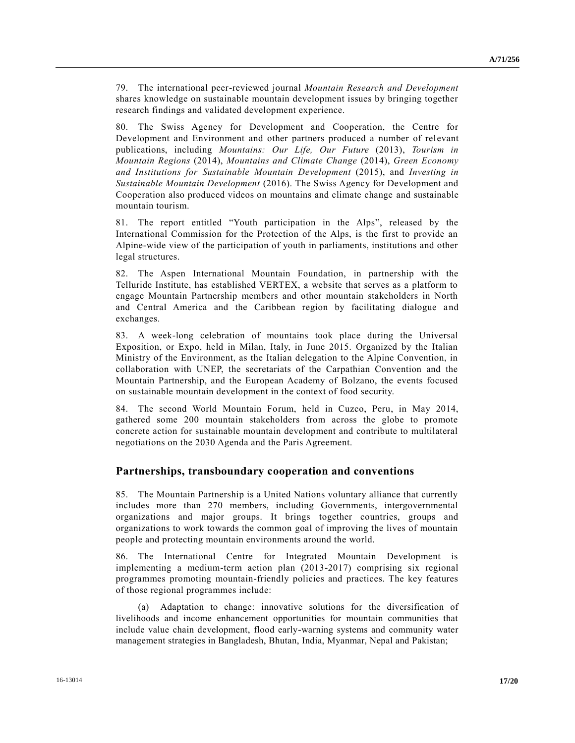79. The international peer-reviewed journal *Mountain Research and Development* shares knowledge on sustainable mountain development issues by bringing together research findings and validated development experience.

80. The Swiss Agency for Development and Cooperation, the Centre for Development and Environment and other partners produced a number of relevant publications, including *Mountains: Our Life, Our Future* (2013), *Tourism in Mountain Regions* (2014), *Mountains and Climate Change* (2014), *Green Economy and Institutions for Sustainable Mountain Development* (2015), and *Investing in Sustainable Mountain Development* (2016). The Swiss Agency for Development and Cooperation also produced videos on mountains and climate change and sustainable mountain tourism.

81. The report entitled "Youth participation in the Alps", released by the International Commission for the Protection of the Alps, is the first to provide an Alpine-wide view of the participation of youth in parliaments, institutions and other legal structures.

82. The Aspen International Mountain Foundation, in partnership with the Telluride Institute, has established VERTEX, a website that serves as a platform to engage Mountain Partnership members and other mountain stakeholders in North and Central America and the Caribbean region by facilitating dialogue and exchanges.

83. A week-long celebration of mountains took place during the Universal Exposition, or Expo, held in Milan, Italy, in June 2015. Organized by the Italian Ministry of the Environment, as the Italian delegation to the Alpine Convention, in collaboration with UNEP, the secretariats of the Carpathian Convention and the Mountain Partnership, and the European Academy of Bolzano, the events focused on sustainable mountain development in the context of food security.

84. The second World Mountain Forum, held in Cuzco, Peru, in May 2014, gathered some 200 mountain stakeholders from across the globe to promote concrete action for sustainable mountain development and contribute to multilateral negotiations on the 2030 Agenda and the Paris Agreement.

## Partnerships, transboundary cooperation and conventions

85. The Mountain Partnership is a United Nations voluntary alliance that currently includes more than 270 members, including Governments, intergovernmental organizations and major groups. It brings together countries, groups and organizations to work towards the common goal of improving the lives of mountain people and protecting mountain environments around the world.

86. The International Centre for Integrated Mountain Development is implementing a medium-term action plan (2013-2017) comprising six regional programmes promoting mountain-friendly policies and practices. The key features of those regional programmes include:

(a) Adaptation to change: innovative solutions for the diversification of livelihoods and income enhancement opportunities for mountain communities that include value chain development, flood early-warning systems and community water management strategies in Bangladesh, Bhutan, India, Myanmar, Nepal and Pakistan;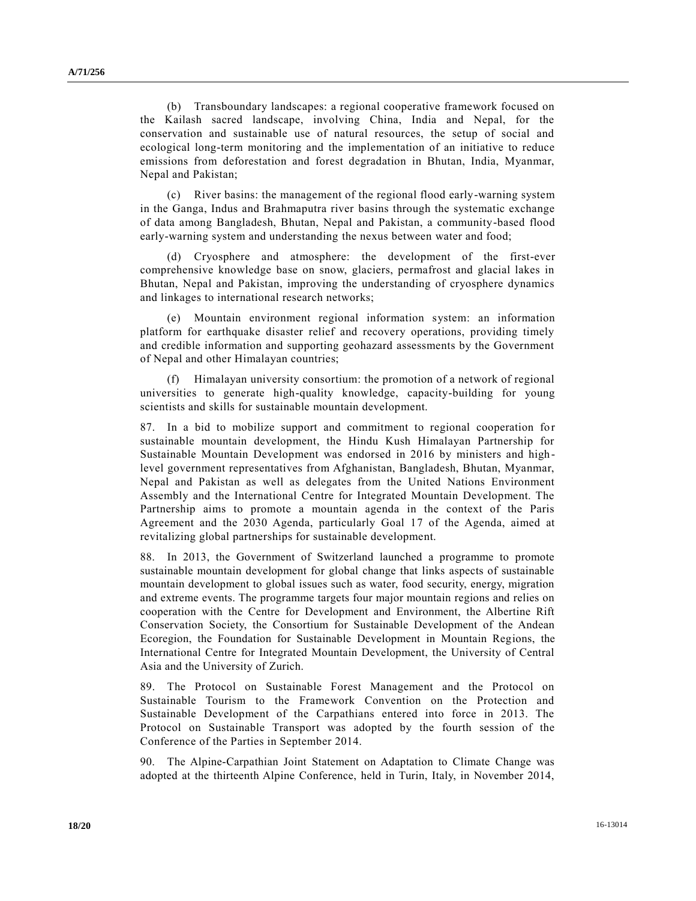(b) Transboundary landscapes: a regional cooperative framework focused on the Kailash sacred landscape, involving China, India and Nepal, for the conservation and sustainable use of natural resources, the setup of social and ecological long-term monitoring and the implementation of an initiative to reduce emissions from deforestation and forest degradation in Bhutan, India, Myanmar, Nepal and Pakistan;

(c) River basins: the management of the regional flood early-warning system in the Ganga, Indus and Brahmaputra river basins through the systematic exchange of data among Bangladesh, Bhutan, Nepal and Pakistan, a community-based flood early-warning system and understanding the nexus between water and food;

(d) Cryosphere and atmosphere: the development of the first-ever comprehensive knowledge base on snow, glaciers, permafrost and glacial lakes in Bhutan, Nepal and Pakistan, improving the understanding of cryosphere dynamics and linkages to international research networks;

(e) Mountain environment regional information system: an information platform for earthquake disaster relief and recovery operations, providing timely and credible information and supporting geohazard assessments by the Government of Nepal and other Himalayan countries;

(f) Himalayan university consortium: the promotion of a network of regional universities to generate high-quality knowledge, capacity-building for young scientists and skills for sustainable mountain development.

87. In a bid to mobilize support and commitment to regional cooperation for sustainable mountain development, the Hindu Kush Himalayan Partnership for Sustainable Mountain Development was endorsed in 2016 by ministers and high-level government representatives from Afghanistan, Bangladesh, Bhutan, Myanmar, Nepal and Pakistan as well as delegates from the United Nations Environment Assembly and the International Centre for Integrated Mountain Development. The Partnership aims to promote a mountain agenda in the context of the Paris Agreement and the 2030 Agenda, particularly Goal 17 of the Agenda, aimed at revitalizing global partnerships for sustainable development.

88. In 2013, the Government of Switzerland launched a programme to promote sustainable mountain development for global change that links aspects of sustainable mountain development to global issues such as water, food security, energy, migration and extreme events. The programme targets four major mountain regions and relies on cooperation with the Centre for Development and Environment, the Albertine Rift Conservation Society, the Consortium for Sustainable Development of the Andean Ecoregion, the Foundation for Sustainable Development in Mountain Regions, the International Centre for Integrated Mountain Development, the University of Central Asia and the University of Zurich.

89. The Protocol on Sustainable Forest Management and the Protocol on Sustainable Tourism to the Framework Convention on the Protection and Sustainable Development of the Carpathians entered into force in 2013. The Protocol on Sustainable Transport was adopted by the fourth session of the Conference of the Parties in September 2014.

90. The Alpine-Carpathian Joint Statement on Adaptation to Climate Change was adopted at the thirteenth Alpine Conference, held in Turin, Italy, in November 2014,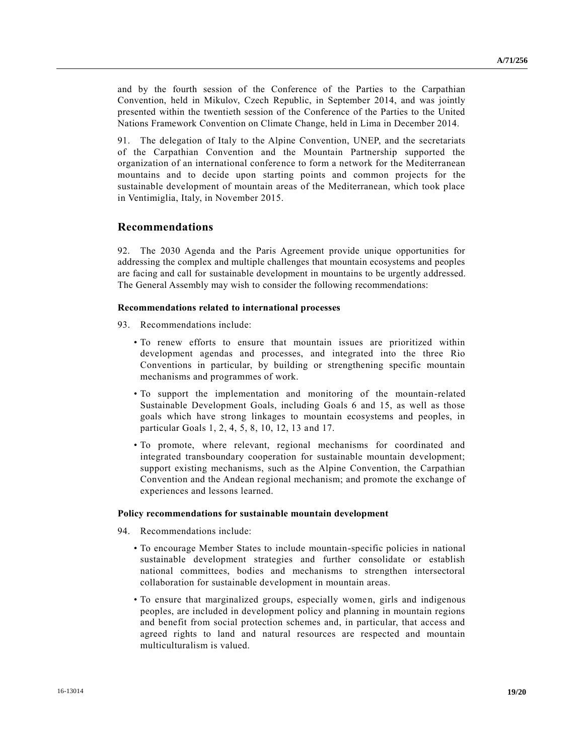and by the fourth session of the Conference of the Parties to the Carpathian Convention, held in Mikulov, Czech Republic, in September 2014, and was jointly presented within the twentieth session of the Conference of the Parties to the United Nations Framework Convention on Climate Change, held in Lima in December 2014.

91. The delegation of Italy to the Alpine Convention, UNEP, and the secretariats of the Carpathian Convention and the Mountain Partnership supported the organization of an international conference to form a network for the Mediterranean mountains and to decide upon starting points and common projects for the sustainable development of mountain areas of the Mediterranean, which took place in Ventimiglia, Italy, in November 2015.

## Recommendations

92. The 2030 Agenda and the Paris Agreement provide unique opportunities for addressing the complex and multiple challenges that mountain ecosystems and peoples are facing and call for sustainable development in mountains to be urgently addressed. The General Assembly may wish to consider the following recommendations:

### Recommendations related to international processes

93. Recommendations include:

- To renew efforts to ensure that mountain issues are prioritized within development agendas and processes, and integrated into the three Rio Conventions in particular, by building or strengthening specific mountain mechanisms and programmes of work.
- To support the implementation and monitoring of the mountain-related Sustainable Development Goals, including Goals 6 and 15, as well as those goals which have strong linkages to mountain ecosystems and peoples, in particular Goals 1, 2, 4, 5, 8, 10, 12, 13 and 17.
- To promote, where relevant, regional mechanisms for coordinated and integrated transboundary cooperation for sustainable mountain development; support existing mechanisms, such as the Alpine Convention, the Carpathian Convention and the Andean regional mechanism; and promote the exchange of experiences and lessons learned.

### Policy recommendations for sustainable mountain development

94. Recommendations include:

- To encourage Member States to include mountain-specific policies in national sustainable development strategies and further consolidate or establish national committees, bodies and mechanisms to strengthen intersectoral collaboration for sustainable development in mountain areas.
- To ensure that marginalized groups, especially women, girls and indigenous peoples, are included in development policy and planning in mountain regions and benefit from social protection schemes and, in particular, that access and agreed rights to land and natural resources are respected and mountain multiculturalism is valued.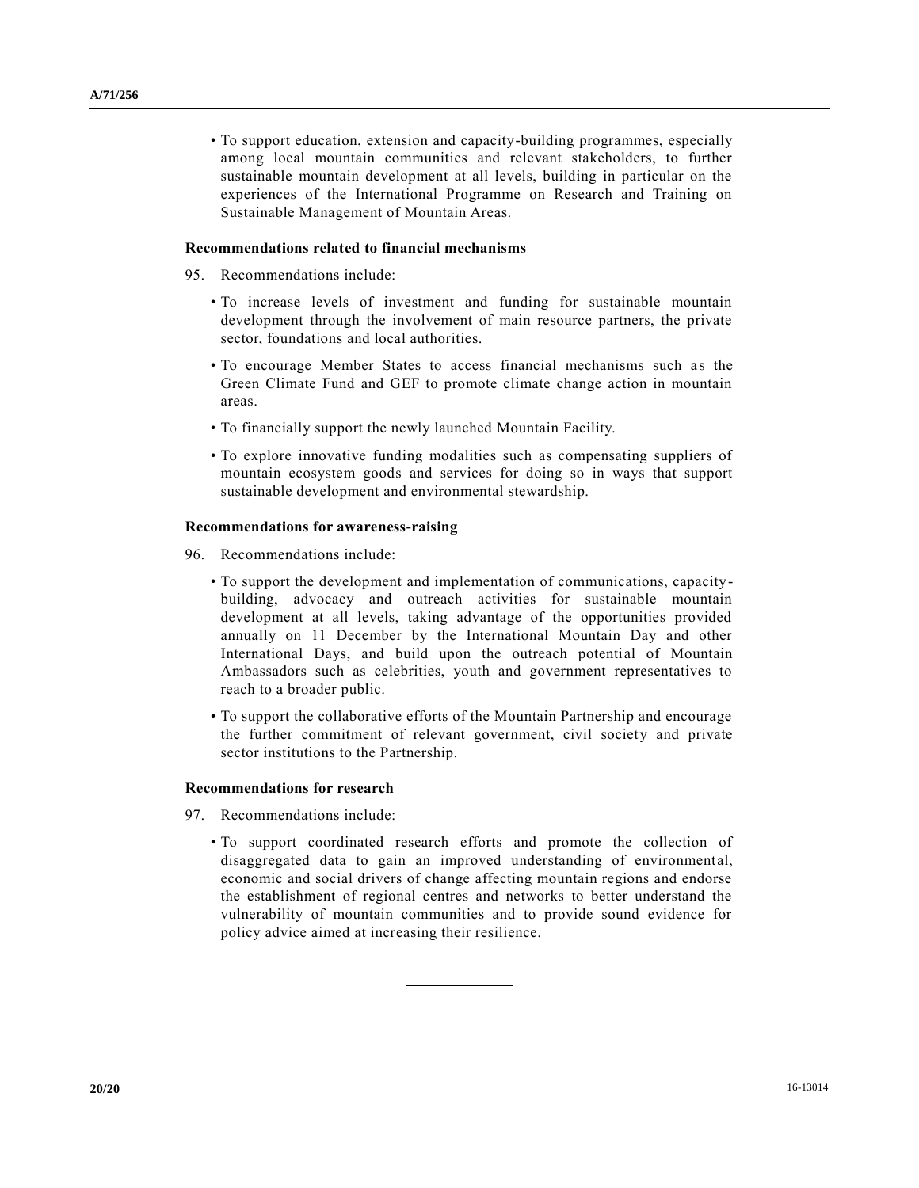- To support education, extension and capacity-building programmes, especially among local mountain communities and relevant stakeholders, to further sustainable mountain development at all levels, building in particular on the experiences of the International Programme on Research and Training on Sustainable Management of Mountain Areas.

**Recommendations related to financial mechanisms**

95. Recommendations include:

- To increase levels of investment and funding for sustainable mountain development through the involvement of main resource partners, the private sector, foundations and local authorities.
- To encourage Member States to access financial mechanisms such as the Green Climate Fund and GEF to promote climate change action in mountain areas.
- To financially support the newly launched Mountain Facility.
- To explore innovative funding modalities such as compensating suppliers of mountain ecosystem goods and services for doing so in ways that support sustainable development and environmental stewardship.

**Recommendations for awareness-raising**

96. Recommendations include:

- To support the development and implementation of communications, capacity-building, advocacy and outreach activities for sustainable mountain development at all levels, taking advantage of the opportunities provided annually on 11 December by the International Mountain Day and other International Days, and build upon the outreach potential of Mountain Ambassadors such as celebrities, youth and government representatives to reach to a broader public.
- To support the collaborative efforts of the Mountain Partnership and encourage the further commitment of relevant government, civil society and private sector institutions to the Partnership.

**Recommendations for research**

97. Recommendations include:

- To support coordinated research efforts and promote the collection of disaggregated data to gain an improved understanding of environmental, economic and social drivers of change affecting mountain regions and endorse the establishment of regional centres and networks to better understand the vulnerability of mountain communities and to provide sound evidence for policy advice aimed at increasing their resilience.